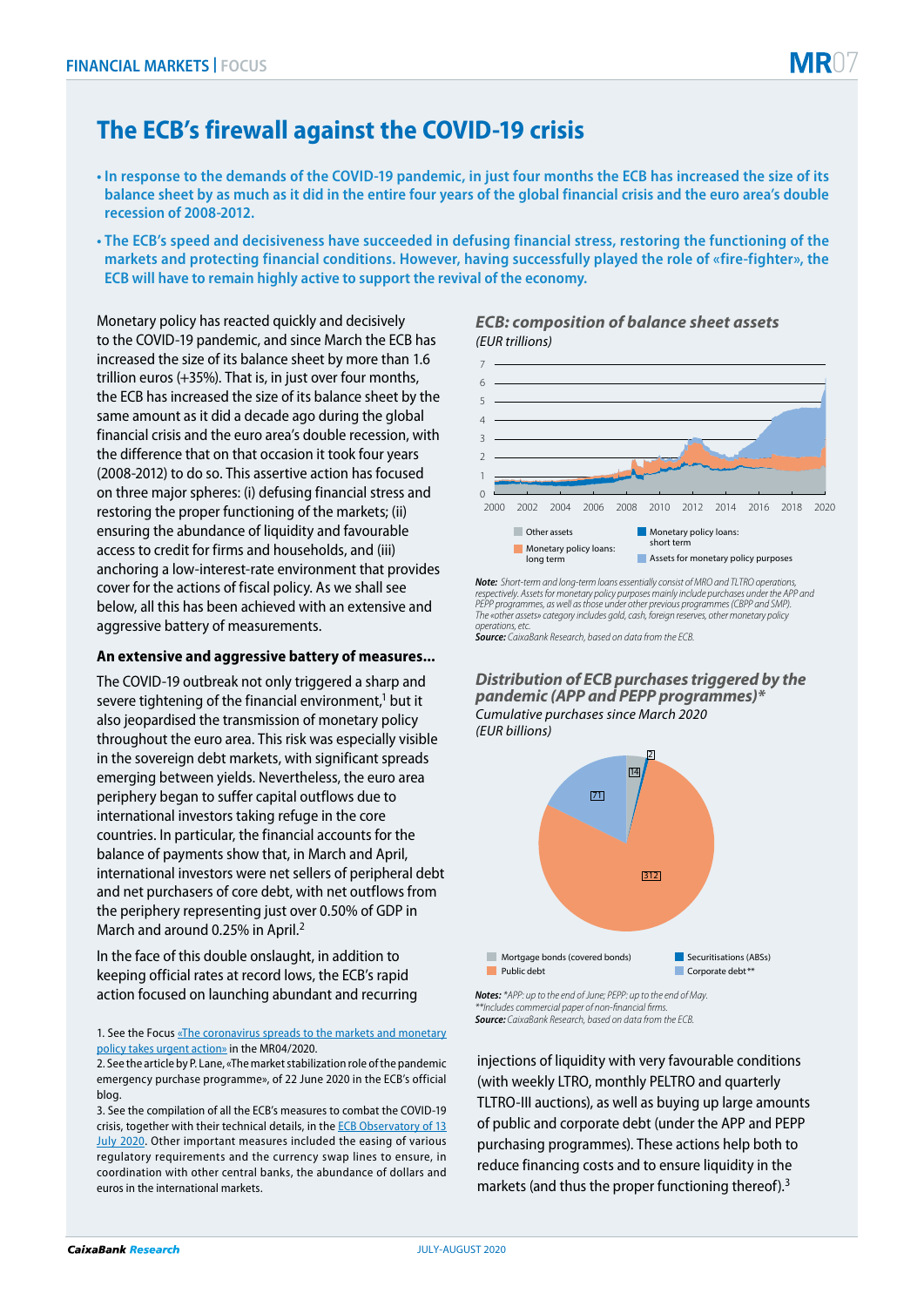# The ECB's firewall against the COVID-19 crisis

- **In response to the demands of the COVID-19 pandemic, in just four months the ECB has increased the size of its balance sheet by as much as it did in the entire four years of the global financial crisis and the euro area's double recession of 2008-2012.**
- **The ECB's speed and decisiveness have succeeded in defusing financial stress, restoring the functioning of the markets and protecting financial conditions. However, having successfully played the role of «fire-fighter», the ECB will have to remain highly active to support the revival of the economy.**

Monetary policy has reacted quickly and decisively to the COVID-19 pandemic, and since March the ECB has increased the size of its balance sheet by more than 1.6 trillion euros (+35%). That is, in just over four months, the ECB has increased the size of its balance sheet by the same amount as it did a decade ago during the global financial crisis and the euro area's double recession, with the difference that on that occasion it took four years (2008-2012) to do so. This assertive action has focused on three major spheres: (i) defusing financial stress and restoring the proper functioning of the markets; (ii) ensuring the abundance of liquidity and favourable access to credit for firms and households, and (iii) anchoring a low-interest-rate environment that provides cover for the actions of fiscal policy. As we shall see below, all this has been achieved with an extensive and aggressive battery of measurements.

### An extensive and aggressive battery of measures...

The COVID-19 outbreak not only triggered a sharp and severe tightening of the financial environment,[1] but it also jeopardised the transmission of monetary policy throughout the euro area. This risk was especially visible in the sovereign debt markets, with significant spreads emerging between yields. Nevertheless, the euro area periphery began to suffer capital outflows due to international investors taking refuge in the core countries. In particular, the financial accounts for the balance of payments show that, in March and April, international investors were net sellers of peripheral debt and net purchasers of core debt, with net outflows from the periphery representing just over 0.50% of GDP in March and around 0.25% in April.[2]

In the face of this double onslaught, in addition to keeping official rates at record lows, the ECB's rapid action focused on launching abundant and recurring injections of liquidity with very favourable conditions (with weekly LTRO, monthly PELTRO and quarterly TLTRO-III auctions), as well as buying up large amounts of public and corporate debt (under the APP and PEPP purchasing programmes). These actions help both to reduce financing costs and to ensure liquidity in the markets (and thus the proper functioning thereof).[3]

***ECB: composition of balance sheet assets***
*(EUR trillions)*

Legend: Other assets; Monetary policy loans: short term; Monetary policy loans: long term; Assets for monetary policy purposes

*Note: Short-term and long-term loans essentially consist of MRO and TLTRO operations, respectively. Assets for monetary policy purposes mainly include purchases under the APP and PEPP programmes, as well as those under other previous programmes (CBPP and SMP). The «other assets» category includes gold, cash, foreign reserves, other monetary policy operations, etc.*
*Source: CaixaBank Research, based on data from the ECB.*

***Distribution of ECB purchases triggered by the pandemic (APP and PEPP programmes)****
*Cumulative purchases since March 2020*
*(EUR billions)*

| Category | Value |
|---|---|
| Mortgage bonds (covered bonds) | 14 |
| Securitisations (ABSs) | 2 |
| Public debt | 312 |
| Corporate debt** | 71 |

*Notes: *APP: up to the end of June; PEPP: up to the end of May.*
*\*\*Includes commercial paper of non-financial firms.*
*Source: CaixaBank Research, based on data from the ECB.*

1. See the Focus «The coronavirus spreads to the markets and monetary policy takes urgent action» in the MR04/2020.
2. See the article by P. Lane, «The market stabilization role of the pandemic emergency purchase programme», of 22 June 2020 in the ECB's official blog.
3. See the compilation of all the ECB's measures to combat the COVID-19 crisis, together with their technical details, in the ECB Observatory of 13 July 2020. Other important measures included the easing of various regulatory requirements and the currency swap lines to ensure, in coordination with other central banks, the abundance of dollars and euros in the international markets.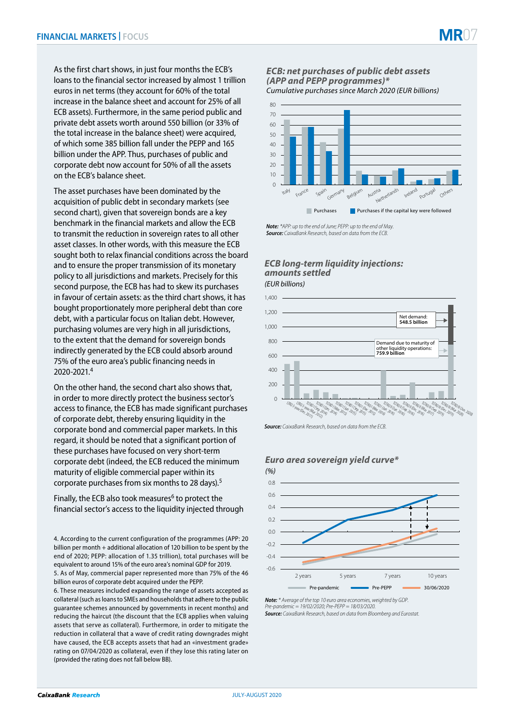As the first chart shows, in just four months the ECB's loans to the financial sector increased by almost 1 trillion euros in net terms (they account for 60% of the total increase in the balance sheet and account for 25% of all ECB assets). Furthermore, in the same period public and private debt assets worth around 550 billion (or 33% of the total increase in the balance sheet) were acquired, of which some 385 billion fall under the PEPP and 165 billion under the APP. Thus, purchases of public and corporate debt now account for 50% of all the assets on the ECB's balance sheet.

The asset purchases have been dominated by the acquisition of public debt in secondary markets (see second chart), given that sovereign bonds are a key benchmark in the financial markets and allow the ECB to transmit the reduction in sovereign rates to all other asset classes. In other words, with this measure the ECB sought both to relax financial conditions across the board and to ensure the proper transmission of its monetary policy to all jurisdictions and markets. Precisely for this second purpose, the ECB has had to skew its purchases in favour of certain assets: as the third chart shows, it has bought proportionately more peripheral debt than core debt, with a particular focus on Italian debt. However, purchasing volumes are very high in all jurisdictions, to the extent that the demand for sovereign bonds indirectly generated by the ECB could absorb around 75% of the euro area's public financing needs in 2020-2021.[4]

On the other hand, the second chart also shows that, in order to more directly protect the business sector's access to finance, the ECB has made significant purchases of corporate debt, thereby ensuring liquidity in the corporate bond and commercial paper markets. In this regard, it should be noted that a significant portion of these purchases have focused on very short-term corporate debt (indeed, the ECB reduced the minimum maturity of eligible commercial paper within its corporate purchases from six months to 28 days).[5]

Finally, the ECB also took measures[6] to protect the financial sector's access to the liquidity injected through

### *ECB: net purchases of public debt assets (APP and PEPP programmes)\**

*Cumulative purchases since March 2020 (EUR billions)*

Legend: Purchases; Purchases if the capital key were followed

*Note: \*APP: up to the end of June; PEPP: up to the end of May.*
*Source: CaixaBank Research, based on data from the ECB.*

### *ECB long-term liquidity injections: amounts settled*

*(EUR billions)*

Net demand: 548.5 billion
Demand due to maturity of other liquidity operations: 759.9 billion

*Source: CaixaBank Research, based on data from the ECB.*

### *Euro area sovereign yield curve\**

*(%)*

Legend: Pre-pandemic; Pre-PEPP; 30/06/2020

*Note: \* Average of the top 10 euro area economies, weighted by GDP.*
*Pre-pandemic = 19/02/2020; Pre-PEPP = 18/03/2020.*
*Source: CaixaBank Research, based on data from Bloomberg and Eurostat.*

4. According to the current configuration of the programmes (APP: 20 billion per month + additional allocation of 120 billion to be spent by the end of 2020; PEPP: allocation of 1.35 trillion), total purchases will be equivalent to around 15% of the euro area's nominal GDP for 2019.

5. As of May, commercial paper represented more than 75% of the 46 billion euros of corporate debt acquired under the PEPP.

6. These measures included expanding the range of assets accepted as collateral (such as loans to SMEs and households that adhere to the public guarantee schemes announced by governments in recent months) and reducing the haircut (the discount that the ECB applies when valuing assets that serve as collateral). Furthermore, in order to mitigate the reduction in collateral that a wave of credit rating downgrades might have caused, the ECB accepts assets that had an «investment grade» rating on 07/04/2020 as collateral, even if they lose this rating later on (provided the rating does not fall below BB).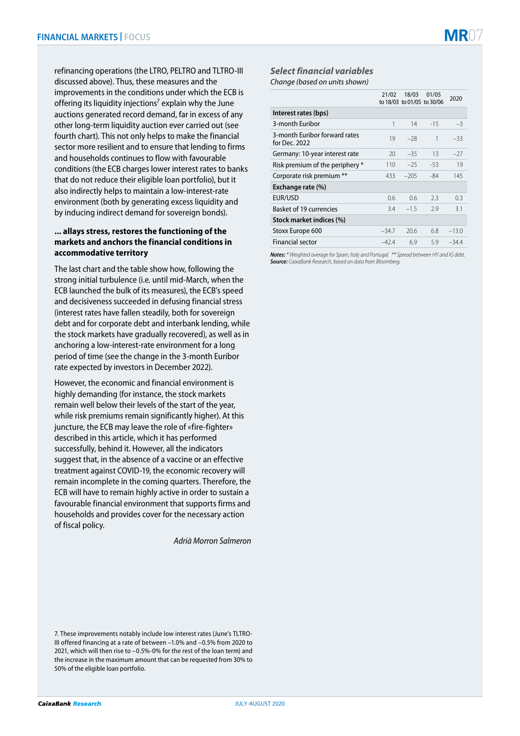refinancing operations (the LTRO, PELTRO and TLTRO-III discussed above). Thus, these measures and the improvements in the conditions under which the ECB is offering its liquidity injections[7] explain why the June auctions generated record demand, far in excess of any other long-term liquidity auction ever carried out (see fourth chart). This not only helps to make the financial sector more resilient and to ensure that lending to firms and households continues to flow with favourable conditions (the ECB charges lower interest rates to banks that do not reduce their eligible loan portfolio), but it also indirectly helps to maintain a low-interest-rate environment (both by generating excess liquidity and by inducing indirect demand for sovereign bonds).

**... allays stress, restores the functioning of the markets and anchors the financial conditions in accommodative territory**

The last chart and the table show how, following the strong initial turbulence (i.e. until mid-March, when the ECB launched the bulk of its measures), the ECB's speed and decisiveness succeeded in defusing financial stress (interest rates have fallen steadily, both for sovereign debt and for corporate debt and interbank lending, while the stock markets have gradually recovered), as well as in anchoring a low-interest-rate environment for a long period of time (see the change in the 3-month Euribor rate expected by investors in December 2022).

However, the economic and financial environment is highly demanding (for instance, the stock markets remain well below their levels of the start of the year, while risk premiums remain significantly higher). At this juncture, the ECB may leave the role of «fire-fighter» described in this article, which it has performed successfully, behind it. However, all the indicators suggest that, in the absence of a vaccine or an effective treatment against COVID-19, the economic recovery will remain incomplete in the coming quarters. Therefore, the ECB will have to remain highly active in order to sustain a favourable financial environment that supports firms and households and provides cover for the necessary action of fiscal policy.

*Adrià Morron Salmeron*

***Select financial variables***

*Change (based on units shown)*

| | 21/02 to 18/03 | 18/03 to 01/05 | 01/05 to 30/06 | 2020 |
|---|---|---|---|---|
| **Interest rates (bps)** | | | | |
| 3-month Euribor | 1 | 14 | -15 | –3 |
| 3-month Euribor forward rates for Dec. 2022 | 19 | –28 | 1 | –33 |
| Germany: 10-year interest rate | 20 | –35 | 13 | –27 |
| Risk premium of the periphery * | 110 | –25 | -53 | 19 |
| Corporate risk premium ** | 433 | –205 | -84 | 145 |
| **Exchange rate (%)** | | | | |
| EUR/USD | 0.6 | 0.6 | 2.3 | 0.3 |
| Basket of 19 currencies | 3.4 | –1.5 | 2.9 | 3.1 |
| **Stock market indices (%)** | | | | |
| Stoxx Europe 600 | –34.7 | 20.6 | 6.8 | –13.0 |
| Financial sector | –42.4 | 6.9 | 5.9 | –34.4 |

***Notes:*** *\* Weighted average for Spain, Italy and Portugal. \*\* Spread between HY and IG debt.*
***Source:*** *CaixaBank Research, based on data from Bloomberg.*

7. These improvements notably include low interest rates (June's TLTRO-III offered financing at a rate of between –1.0% and –0.5% from 2020 to 2021, which will then rise to –0.5%-0% for the rest of the loan term) and the increase in the maximum amount that can be requested from 30% to 50% of the eligible loan portfolio.